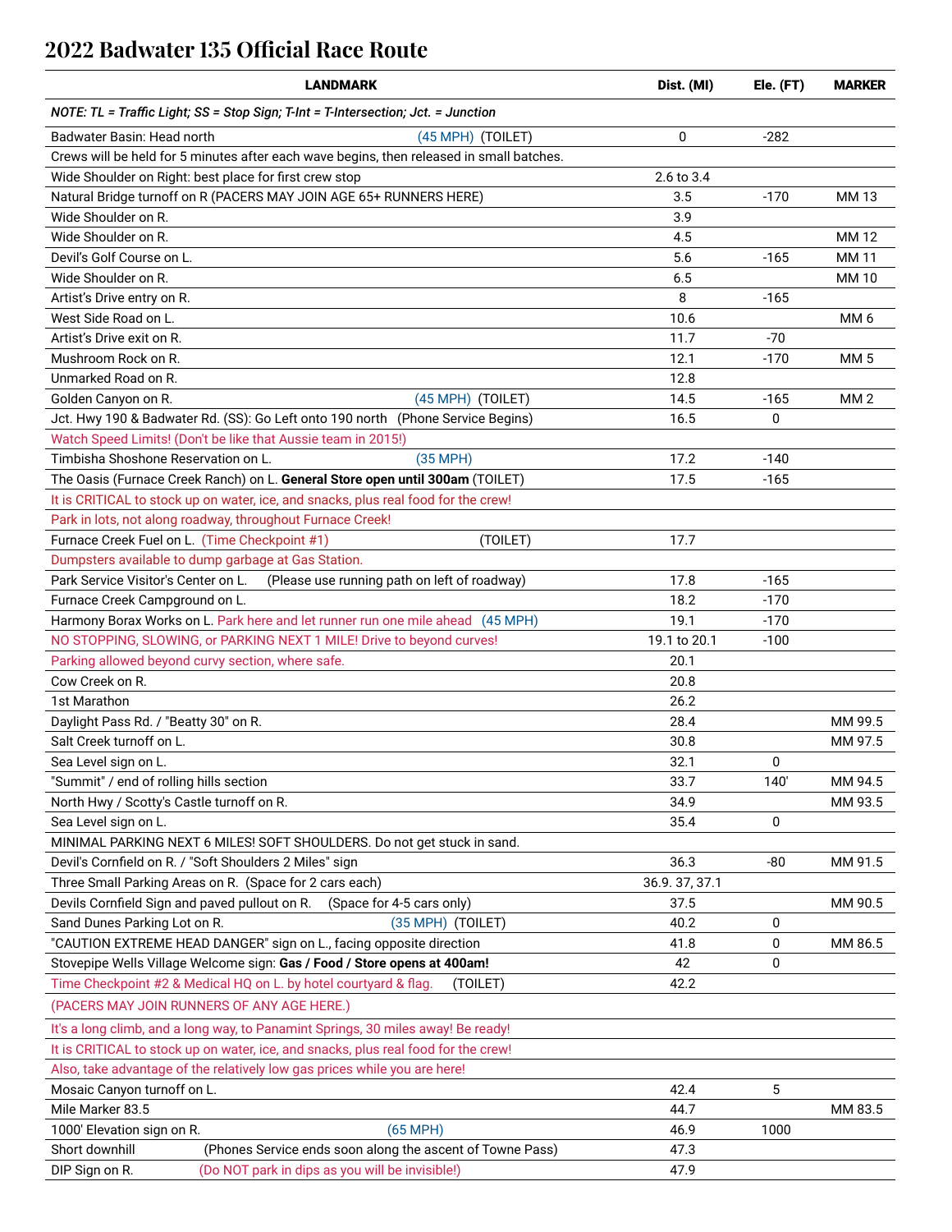# 2022 Badwater 135 Official Race Route

| LANDMARK | Dist. (MI) | Ele. (FT) | MARKER |
|---|---|---|---|
| *NOTE: TL = Traffic Light; SS = Stop Sign; T-Int = T-Intersection; Jct. = Junction* | | | |
| Badwater Basin: Head north (45 MPH) (TOILET) | 0 | -282 | |
| Crews will be held for 5 minutes after each wave begins, then released in small batches. | | | |
| Wide Shoulder on Right: best place for first crew stop | 2.6 to 3.4 | | |
| Natural Bridge turnoff on R (PACERS MAY JOIN AGE 65+ RUNNERS HERE) | 3.5 | -170 | MM 13 |
| Wide Shoulder on R. | 3.9 | | |
| Wide Shoulder on R. | 4.5 | | MM 12 |
| Devil's Golf Course on L. | 5.6 | -165 | MM 11 |
| Wide Shoulder on R. | 6.5 | | MM 10 |
| Artist's Drive entry on R. | 8 | -165 | |
| West Side Road on L. | 10.6 | | MM 6 |
| Artist's Drive exit on R. | 11.7 | -70 | |
| Mushroom Rock on R. | 12.1 | -170 | MM 5 |
| Unmarked Road on R. | 12.8 | | |
| Golden Canyon on R. (45 MPH) (TOILET) | 14.5 | -165 | MM 2 |
| Jct. Hwy 190 & Badwater Rd. (SS): Go Left onto 190 north (Phone Service Begins) | 16.5 | 0 | |
| Watch Speed Limits! (Don't be like that Aussie team in 2015!) | | | |
| Timbisha Shoshone Reservation on L. (35 MPH) | 17.2 | -140 | |
| The Oasis (Furnace Creek Ranch) on L. **General Store open until 300am** (TOILET) | 17.5 | -165 | |
| It is CRITICAL to stock up on water, ice, and snacks, plus real food for the crew! | | | |
| Park in lots, not along roadway, throughout Furnace Creek! | | | |
| Furnace Creek Fuel on L. (Time Checkpoint #1) (TOILET) | 17.7 | | |
| Dumpsters available to dump garbage at Gas Station. | | | |
| Park Service Visitor's Center on L. (Please use running path on left of roadway) | 17.8 | -165 | |
| Furnace Creek Campground on L. | 18.2 | -170 | |
| Harmony Borax Works on L. Park here and let runner run one mile ahead (45 MPH) | 19.1 | -170 | |
| NO STOPPING, SLOWING, or PARKING NEXT 1 MILE! Drive to beyond curves! | 19.1 to 20.1 | -100 | |
| Parking allowed beyond curvy section, where safe. | 20.1 | | |
| Cow Creek on R. | 20.8 | | |
| 1st Marathon | 26.2 | | |
| Daylight Pass Rd. / "Beatty 30" on R. | 28.4 | | MM 99.5 |
| Salt Creek turnoff on L. | 30.8 | | MM 97.5 |
| Sea Level sign on L. | 32.1 | 0 | |
| "Summit" / end of rolling hills section | 33.7 | 140' | MM 94.5 |
| North Hwy / Scotty's Castle turnoff on R. | 34.9 | | MM 93.5 |
| Sea Level sign on L. | 35.4 | 0 | |
| MINIMAL PARKING NEXT 6 MILES! SOFT SHOULDERS. Do not get stuck in sand. | | | |
| Devil's Cornfield on R. / "Soft Shoulders 2 Miles" sign | 36.3 | -80 | MM 91.5 |
| Three Small Parking Areas on R. (Space for 2 cars each) | 36.9. 37, 37.1 | | |
| Devils Cornfield Sign and paved pullout on R. (Space for 4-5 cars only) | 37.5 | | MM 90.5 |
| Sand Dunes Parking Lot on R. (35 MPH) (TOILET) | 40.2 | 0 | |
| "CAUTION EXTREME HEAD DANGER" sign on L., facing opposite direction | 41.8 | 0 | MM 86.5 |
| Stovepipe Wells Village Welcome sign: **Gas / Food / Store opens at 400am!** | 42 | 0 | |
| Time Checkpoint #2 & Medical HQ on L. by hotel courtyard & flag. (TOILET) | 42.2 | | |
| (PACERS MAY JOIN RUNNERS OF ANY AGE HERE.) | | | |
| It's a long climb, and a long way, to Panamint Springs, 30 miles away! Be ready! | | | |
| It is CRITICAL to stock up on water, ice, and snacks, plus real food for the crew! | | | |
| Also, take advantage of the relatively low gas prices while you are here! | | | |
| Mosaic Canyon turnoff on L. | 42.4 | 5 | |
| Mile Marker 83.5 | 44.7 | | MM 83.5 |
| 1000' Elevation sign on R. (65 MPH) | 46.9 | 1000 | |
| Short downhill (Phones Service ends soon along the ascent of Towne Pass) | 47.3 | | |
| DIP Sign on R. (Do NOT park in dips as you will be invisible!) | 47.9 | | |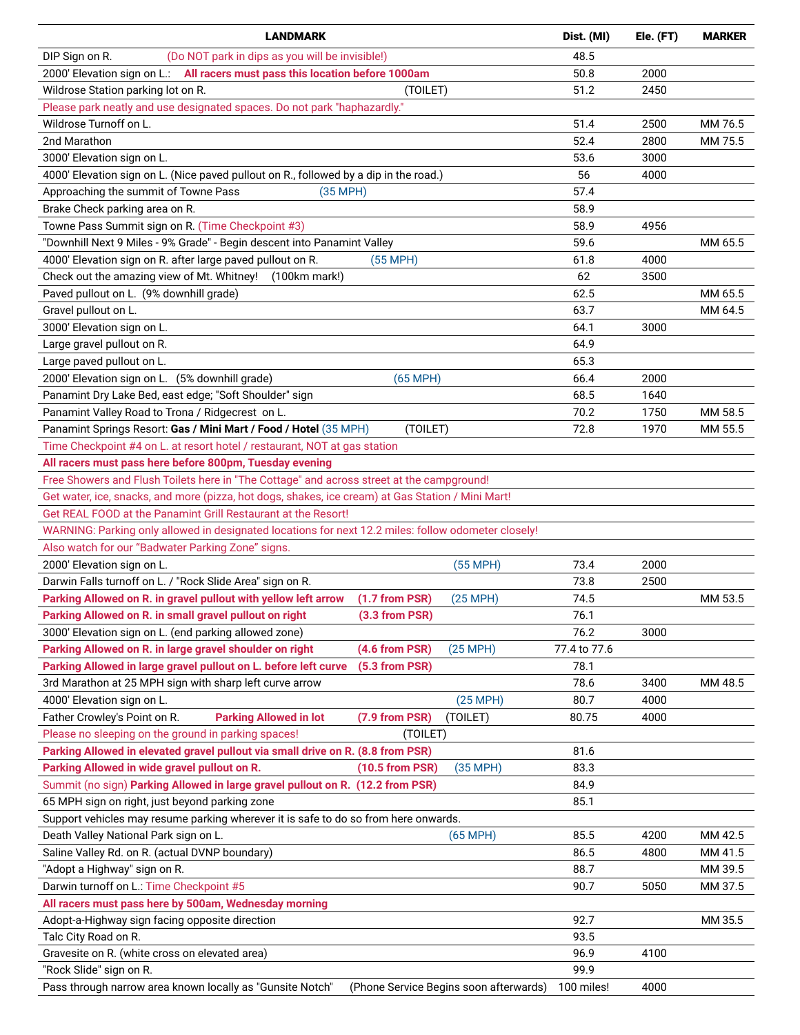| LANDMARK | Dist. (MI) | Ele. (FT) | MARKER |
|---|---|---|---|
| DIP Sign on R. (Do NOT park in dips as you will be invisible!) | 48.5 | | |
| 2000' Elevation sign on L.: **All racers must pass this location before 1000am** | 50.8 | 2000 | |
| Wildrose Station parking lot on R. (TOILET) | 51.2 | 2450 | |
| Please park neatly and use designated spaces. Do not park "haphazardly." | | | |
| Wildrose Turnoff on L. | 51.4 | 2500 | MM 76.5 |
| 2nd Marathon | 52.4 | 2800 | MM 75.5 |
| 3000' Elevation sign on L. | 53.6 | 3000 | |
| 4000' Elevation sign on L. (Nice paved pullout on R., followed by a dip in the road.) | 56 | 4000 | |
| Approaching the summit of Towne Pass (35 MPH) | 57.4 | | |
| Brake Check parking area on R. | 58.9 | | |
| Towne Pass Summit sign on R. (Time Checkpoint #3) | 58.9 | 4956 | |
| "Downhill Next 9 Miles - 9% Grade" - Begin descent into Panamint Valley | 59.6 | | MM 65.5 |
| 4000' Elevation sign on R. after large paved pullout on R. (55 MPH) | 61.8 | 4000 | |
| Check out the amazing view of Mt. Whitney! (100km mark!) | 62 | 3500 | |
| Paved pullout on L. (9% downhill grade) | 62.5 | | MM 65.5 |
| Gravel pullout on L. | 63.7 | | MM 64.5 |
| 3000' Elevation sign on L. | 64.1 | 3000 | |
| Large gravel pullout on R. | 64.9 | | |
| Large paved pullout on L. | 65.3 | | |
| 2000' Elevation sign on L. (5% downhill grade) (65 MPH) | 66.4 | 2000 | |
| Panamint Dry Lake Bed, east edge; "Soft Shoulder" sign | 68.5 | 1640 | |
| Panamint Valley Road to Trona / Ridgecrest on L. | 70.2 | 1750 | MM 58.5 |
| Panamint Springs Resort: **Gas / Mini Mart / Food / Hotel** (35 MPH) (TOILET) | 72.8 | 1970 | MM 55.5 |
| Time Checkpoint #4 on L. at resort hotel / restaurant, NOT at gas station | | | |
| **All racers must pass here before 800pm, Tuesday evening** | | | |
| Free Showers and Flush Toilets here in "The Cottage" and across street at the campground! | | | |
| Get water, ice, snacks, and more (pizza, hot dogs, shakes, ice cream) at Gas Station / Mini Mart! | | | |
| Get REAL FOOD at the Panamint Grill Restaurant at the Resort! | | | |
| WARNING: Parking only allowed in designated locations for next 12.2 miles: follow odometer closely! | | | |
| Also watch for our "Badwater Parking Zone" signs. | | | |
| 2000' Elevation sign on L. (55 MPH) | 73.4 | 2000 | |
| Darwin Falls turnoff on L. / "Rock Slide Area" sign on R. | 73.8 | 2500 | |
| **Parking Allowed on R. in gravel pullout with yellow left arrow (1.7 from PSR)** (25 MPH) | 74.5 | | MM 53.5 |
| **Parking Allowed on R. in small gravel pullout on right (3.3 from PSR)** | 76.1 | | |
| 3000' Elevation sign on L. (end parking allowed zone) | 76.2 | 3000 | |
| **Parking Allowed on R. in large gravel shoulder on right (4.6 from PSR)** (25 MPH) | 77.4 to 77.6 | | |
| **Parking Allowed in large gravel pullout on L. before left curve (5.3 from PSR)** | 78.1 | | |
| 3rd Marathon at 25 MPH sign with sharp left curve arrow | 78.6 | 3400 | MM 48.5 |
| 4000' Elevation sign on L. (25 MPH) | 80.7 | 4000 | |
| Father Crowley's Point on R. **Parking Allowed in lot (7.9 from PSR)** (TOILET) | 80.75 | 4000 | |
| Please no sleeping on the ground in parking spaces! (TOILET) | | | |
| **Parking Allowed in elevated gravel pullout via small drive on R. (8.8 from PSR)** | 81.6 | | |
| **Parking Allowed in wide gravel pullout on R. (10.5 from PSR)** (35 MPH) | 83.3 | | |
| Summit (no sign) **Parking Allowed in large gravel pullout on R. (12.2 from PSR)** | 84.9 | | |
| 65 MPH sign on right, just beyond parking zone | 85.1 | | |
| Support vehicles may resume parking wherever it is safe to do so from here onwards. | | | |
| Death Valley National Park sign on L. (65 MPH) | 85.5 | 4200 | MM 42.5 |
| Saline Valley Rd. on R. (actual DVNP boundary) | 86.5 | 4800 | MM 41.5 |
| "Adopt a Highway" sign on R. | 88.7 | | MM 39.5 |
| Darwin turnoff on L.: Time Checkpoint #5 | 90.7 | 5050 | MM 37.5 |
| **All racers must pass here by 500am, Wednesday morning** | | | |
| Adopt-a-Highway sign facing opposite direction | 92.7 | | MM 35.5 |
| Talc City Road on R. | 93.5 | | |
| Gravesite on R. (white cross on elevated area) | 96.9 | 4100 | |
| "Rock Slide" sign on R. | 99.9 | | |
| Pass through narrow area known locally as "Gunsite Notch" (Phone Service Begins soon afterwards) | 100 miles! | 4000 | |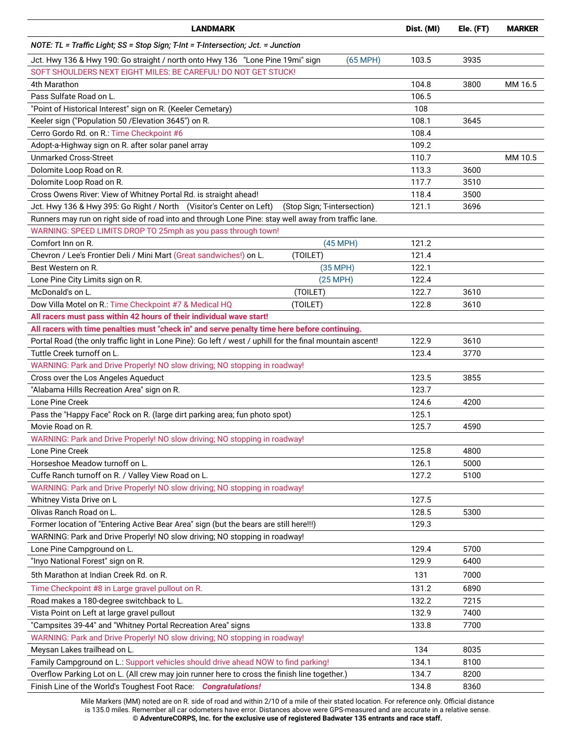| LANDMARK | Dist. (MI) | Ele. (FT) | MARKER |
|---|---|---|---|
| NOTE: TL = Traffic Light; SS = Stop Sign; T-Int = T-Intersection; Jct. = Junction | | | |
| Jct. Hwy 136 & Hwy 190: Go straight / north onto Hwy 136 "Lone Pine 19mi" sign (65 MPH) | 103.5 | 3935 | |
| SOFT SHOULDERS NEXT EIGHT MILES: BE CAREFUL! DO NOT GET STUCK! | | | |
| 4th Marathon | 104.8 | 3800 | MM 16.5 |
| Pass Sulfate Road on L. | 106.5 | | |
| "Point of Historical Interest" sign on R. (Keeler Cemetary) | 108 | | |
| Keeler sign ("Population 50 /Elevation 3645") on R. | 108.1 | 3645 | |
| Cerro Gordo Rd. on R.: Time Checkpoint #6 | 108.4 | | |
| Adopt-a-Highway sign on R. after solar panel array | 109.2 | | |
| Unmarked Cross-Street | 110.7 | | MM 10.5 |
| Dolomite Loop Road on R. | 113.3 | 3600 | |
| Dolomite Loop Road on R. | 117.7 | 3510 | |
| Cross Owens River: View of Whitney Portal Rd. is straight ahead! | 118.4 | 3500 | |
| Jct. Hwy 136 & Hwy 395: Go Right / North (Visitor's Center on Left) (Stop Sign; T-intersection) | 121.1 | 3696 | |
| Runners may run on right side of road into and through Lone Pine: stay well away from traffic lane. | | | |
| WARNING: SPEED LIMITS DROP TO 25mph as you pass through town! | | | |
| Comfort Inn on R. (45 MPH) | 121.2 | | |
| Chevron / Lee's Frontier Deli / Mini Mart (Great sandwiches!) on L. (TOILET) | 121.4 | | |
| Best Western on R. (35 MPH) | 122.1 | | |
| Lone Pine City Limits sign on R. (25 MPH) | 122.4 | | |
| McDonald's on L. (TOILET) | 122.7 | 3610 | |
| Dow Villa Motel on R.: Time Checkpoint #7 & Medical HQ (TOILET) | 122.8 | 3610 | |
| **All racers must pass within 42 hours of their individual wave start!** | | | |
| **All racers with time penalties must "check in" and serve penalty time here before continuing.** | | | |
| Portal Road (the only traffic light in Lone Pine): Go left / west / uphill for the final mountain ascent! | 122.9 | 3610 | |
| Tuttle Creek turnoff on L. | 123.4 | 3770 | |
| WARNING: Park and Drive Properly! NO slow driving; NO stopping in roadway! | | | |
| Cross over the Los Angeles Aqueduct | 123.5 | 3855 | |
| "Alabama Hills Recreation Area" sign on R. | 123.7 | | |
| Lone Pine Creek | 124.6 | 4200 | |
| Pass the "Happy Face" Rock on R. (large dirt parking area; fun photo spot) | 125.1 | | |
| Movie Road on R. | 125.7 | 4590 | |
| WARNING: Park and Drive Properly! NO slow driving; NO stopping in roadway! | | | |
| Lone Pine Creek | 125.8 | 4800 | |
| Horseshoe Meadow turnoff on L. | 126.1 | 5000 | |
| Cuffe Ranch turnoff on R. / Valley View Road on L. | 127.2 | 5100 | |
| WARNING: Park and Drive Properly! NO slow driving; NO stopping in roadway! | | | |
| Whitney Vista Drive on L | 127.5 | | |
| Olivas Ranch Road on L. | 128.5 | 5300 | |
| Former location of "Entering Active Bear Area" sign (but the bears are still here!!!) | 129.3 | | |
| WARNING: Park and Drive Properly! NO slow driving; NO stopping in roadway! | | | |
| Lone Pine Campground on L. | 129.4 | 5700 | |
| "Inyo National Forest" sign on R. | 129.9 | 6400 | |
| 5th Marathon at Indian Creek Rd. on R. | 131 | 7000 | |
| Time Checkpoint #8 in Large gravel pullout on R. | 131.2 | 6890 | |
| Road makes a 180-degree switchback to L. | 132.2 | 7215 | |
| Vista Point on Left at large gravel pullout | 132.9 | 7400 | |
| "Campsites 39-44" and "Whitney Portal Recreation Area" signs | 133.8 | 7700 | |
| WARNING: Park and Drive Properly! NO slow driving; NO stopping in roadway! | | | |
| Meysan Lakes trailhead on L. | 134 | 8035 | |
| Family Campground on L.: Support vehicles should drive ahead NOW to find parking! | 134.1 | 8100 | |
| Overflow Parking Lot on L. (All crew may join runner here to cross the finish line together.) | 134.7 | 8200 | |
| Finish Line of the World's Toughest Foot Race: ***Congratulations!*** | 134.8 | 8360 | |

Mile Markers (MM) noted are on R. side of road and within 2/10 of a mile of their stated location. For reference only. Official distance is 135.0 miles. Remember all car odometers have error. Distances above were GPS-measured and are accurate in a relative sense.
**© AdventureCORPS, Inc. for the exclusive use of registered Badwater 135 entrants and race staff.**